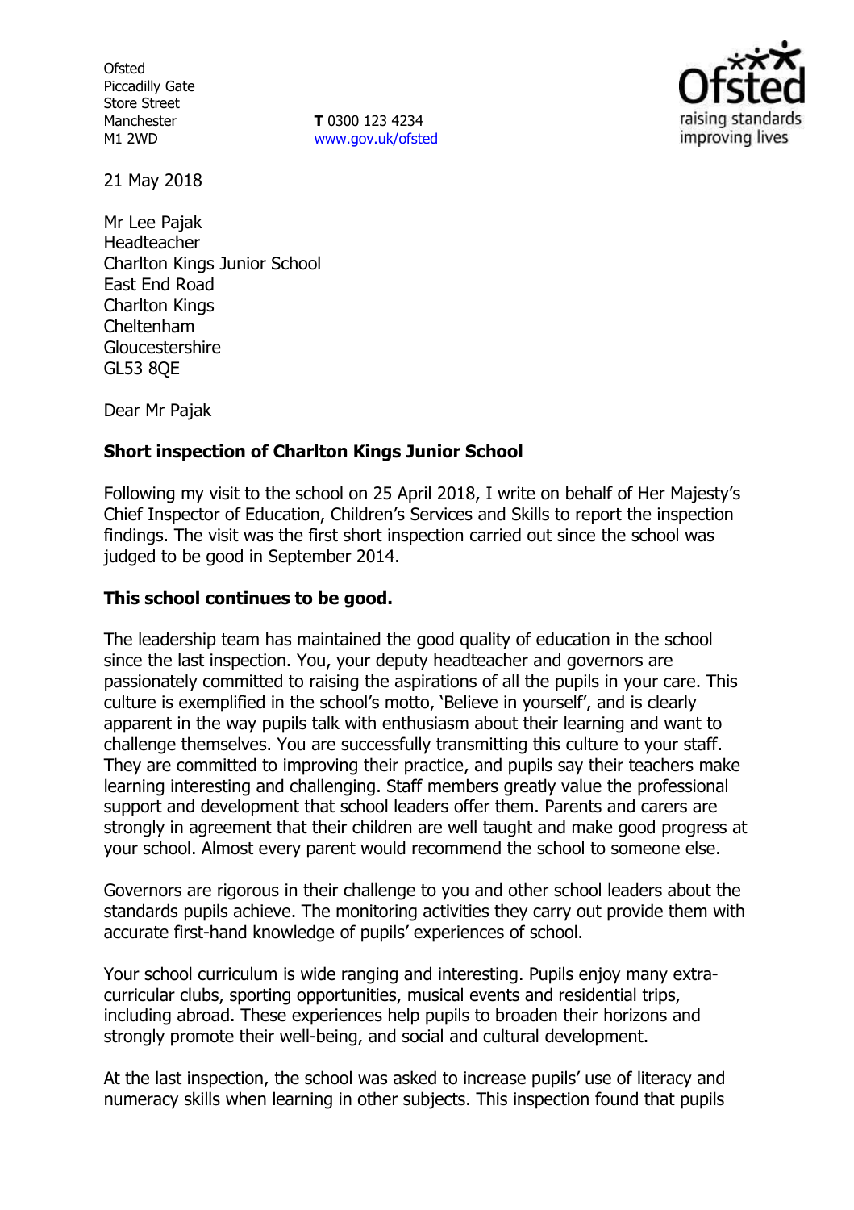Ofsted
Piccadilly Gate
Store Street
Manchester
M1 2WD

**T** 0300 123 4234
www.gov.uk/ofsted

21 May 2018

Mr Lee Pajak
Headteacher
Charlton Kings Junior School
East End Road
Charlton Kings
Cheltenham
Gloucestershire
GL53 8QE

Dear Mr Pajak

**Short inspection of Charlton Kings Junior School**

Following my visit to the school on 25 April 2018, I write on behalf of Her Majesty's Chief Inspector of Education, Children's Services and Skills to report the inspection findings. The visit was the first short inspection carried out since the school was judged to be good in September 2014.

**This school continues to be good.**

The leadership team has maintained the good quality of education in the school since the last inspection. You, your deputy headteacher and governors are passionately committed to raising the aspirations of all the pupils in your care. This culture is exemplified in the school's motto, 'Believe in yourself', and is clearly apparent in the way pupils talk with enthusiasm about their learning and want to challenge themselves. You are successfully transmitting this culture to your staff. They are committed to improving their practice, and pupils say their teachers make learning interesting and challenging. Staff members greatly value the professional support and development that school leaders offer them. Parents and carers are strongly in agreement that their children are well taught and make good progress at your school. Almost every parent would recommend the school to someone else.

Governors are rigorous in their challenge to you and other school leaders about the standards pupils achieve. The monitoring activities they carry out provide them with accurate first-hand knowledge of pupils' experiences of school.

Your school curriculum is wide ranging and interesting. Pupils enjoy many extra-curricular clubs, sporting opportunities, musical events and residential trips, including abroad. These experiences help pupils to broaden their horizons and strongly promote their well-being, and social and cultural development.

At the last inspection, the school was asked to increase pupils' use of literacy and numeracy skills when learning in other subjects. This inspection found that pupils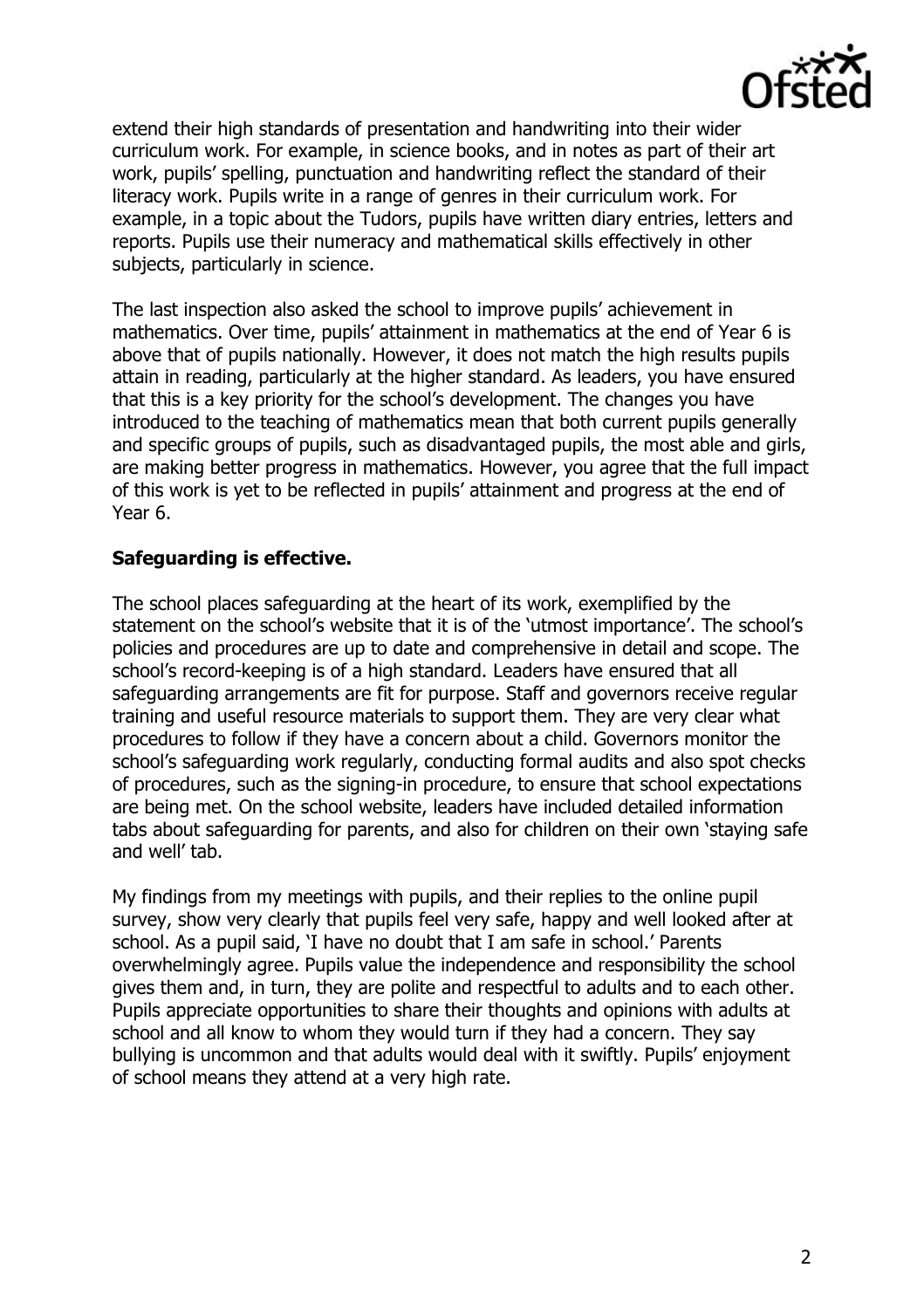extend their high standards of presentation and handwriting into their wider curriculum work. For example, in science books, and in notes as part of their art work, pupils' spelling, punctuation and handwriting reflect the standard of their literacy work. Pupils write in a range of genres in their curriculum work. For example, in a topic about the Tudors, pupils have written diary entries, letters and reports. Pupils use their numeracy and mathematical skills effectively in other subjects, particularly in science.

The last inspection also asked the school to improve pupils' achievement in mathematics. Over time, pupils' attainment in mathematics at the end of Year 6 is above that of pupils nationally. However, it does not match the high results pupils attain in reading, particularly at the higher standard. As leaders, you have ensured that this is a key priority for the school's development. The changes you have introduced to the teaching of mathematics mean that both current pupils generally and specific groups of pupils, such as disadvantaged pupils, the most able and girls, are making better progress in mathematics. However, you agree that the full impact of this work is yet to be reflected in pupils' attainment and progress at the end of Year 6.

**Safeguarding is effective.**

The school places safeguarding at the heart of its work, exemplified by the statement on the school's website that it is of the 'utmost importance'. The school's policies and procedures are up to date and comprehensive in detail and scope. The school's record-keeping is of a high standard. Leaders have ensured that all safeguarding arrangements are fit for purpose. Staff and governors receive regular training and useful resource materials to support them. They are very clear what procedures to follow if they have a concern about a child. Governors monitor the school's safeguarding work regularly, conducting formal audits and also spot checks of procedures, such as the signing-in procedure, to ensure that school expectations are being met. On the school website, leaders have included detailed information tabs about safeguarding for parents, and also for children on their own 'staying safe and well' tab.

My findings from my meetings with pupils, and their replies to the online pupil survey, show very clearly that pupils feel very safe, happy and well looked after at school. As a pupil said, 'I have no doubt that I am safe in school.' Parents overwhelmingly agree. Pupils value the independence and responsibility the school gives them and, in turn, they are polite and respectful to adults and to each other. Pupils appreciate opportunities to share their thoughts and opinions with adults at school and all know to whom they would turn if they had a concern. They say bullying is uncommon and that adults would deal with it swiftly. Pupils' enjoyment of school means they attend at a very high rate.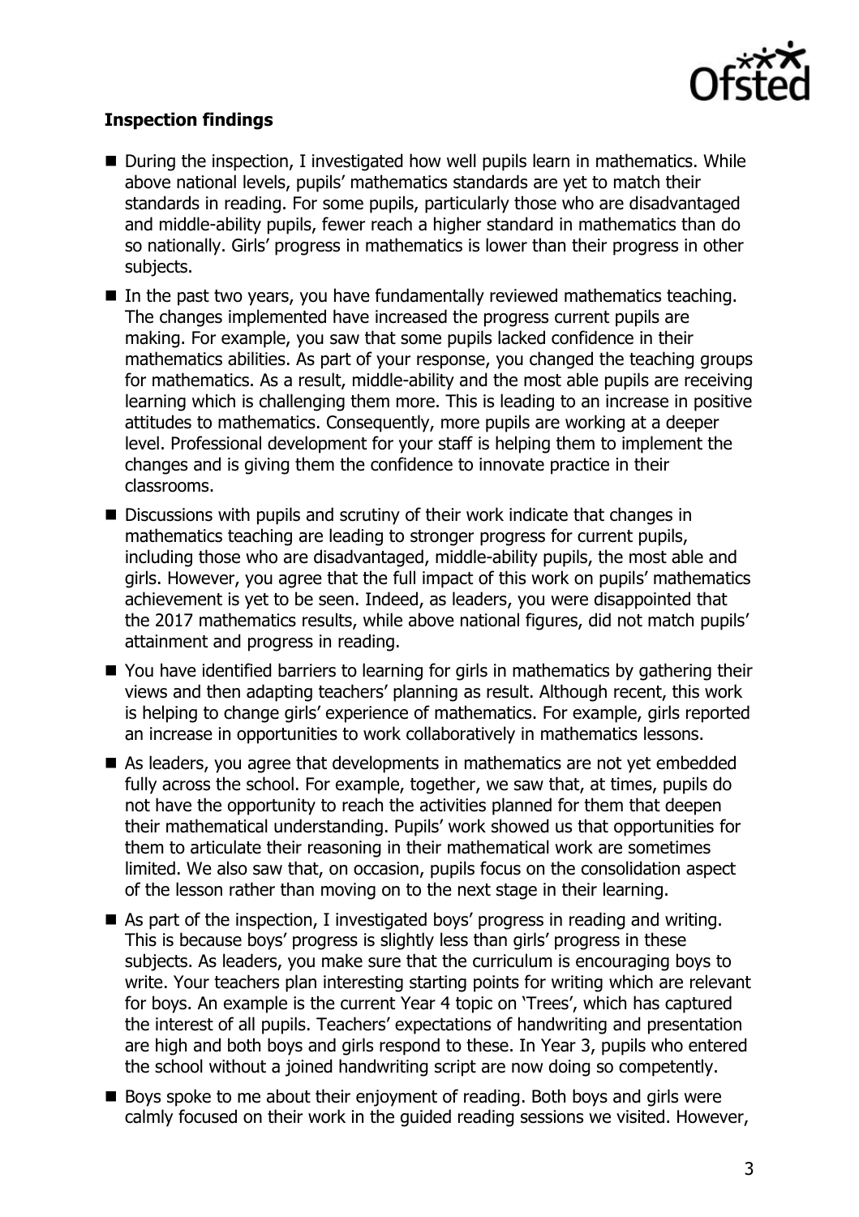**Inspection findings**

- During the inspection, I investigated how well pupils learn in mathematics. While above national levels, pupils' mathematics standards are yet to match their standards in reading. For some pupils, particularly those who are disadvantaged and middle-ability pupils, fewer reach a higher standard in mathematics than do so nationally. Girls' progress in mathematics is lower than their progress in other subjects.
- In the past two years, you have fundamentally reviewed mathematics teaching. The changes implemented have increased the progress current pupils are making. For example, you saw that some pupils lacked confidence in their mathematics abilities. As part of your response, you changed the teaching groups for mathematics. As a result, middle-ability and the most able pupils are receiving learning which is challenging them more. This is leading to an increase in positive attitudes to mathematics. Consequently, more pupils are working at a deeper level. Professional development for your staff is helping them to implement the changes and is giving them the confidence to innovate practice in their classrooms.
- Discussions with pupils and scrutiny of their work indicate that changes in mathematics teaching are leading to stronger progress for current pupils, including those who are disadvantaged, middle-ability pupils, the most able and girls. However, you agree that the full impact of this work on pupils' mathematics achievement is yet to be seen. Indeed, as leaders, you were disappointed that the 2017 mathematics results, while above national figures, did not match pupils' attainment and progress in reading.
- You have identified barriers to learning for girls in mathematics by gathering their views and then adapting teachers' planning as result. Although recent, this work is helping to change girls' experience of mathematics. For example, girls reported an increase in opportunities to work collaboratively in mathematics lessons.
- As leaders, you agree that developments in mathematics are not yet embedded fully across the school. For example, together, we saw that, at times, pupils do not have the opportunity to reach the activities planned for them that deepen their mathematical understanding. Pupils' work showed us that opportunities for them to articulate their reasoning in their mathematical work are sometimes limited. We also saw that, on occasion, pupils focus on the consolidation aspect of the lesson rather than moving on to the next stage in their learning.
- As part of the inspection, I investigated boys' progress in reading and writing. This is because boys' progress is slightly less than girls' progress in these subjects. As leaders, you make sure that the curriculum is encouraging boys to write. Your teachers plan interesting starting points for writing which are relevant for boys. An example is the current Year 4 topic on 'Trees', which has captured the interest of all pupils. Teachers' expectations of handwriting and presentation are high and both boys and girls respond to these. In Year 3, pupils who entered the school without a joined handwriting script are now doing so competently.
- Boys spoke to me about their enjoyment of reading. Both boys and girls were calmly focused on their work in the guided reading sessions we visited. However,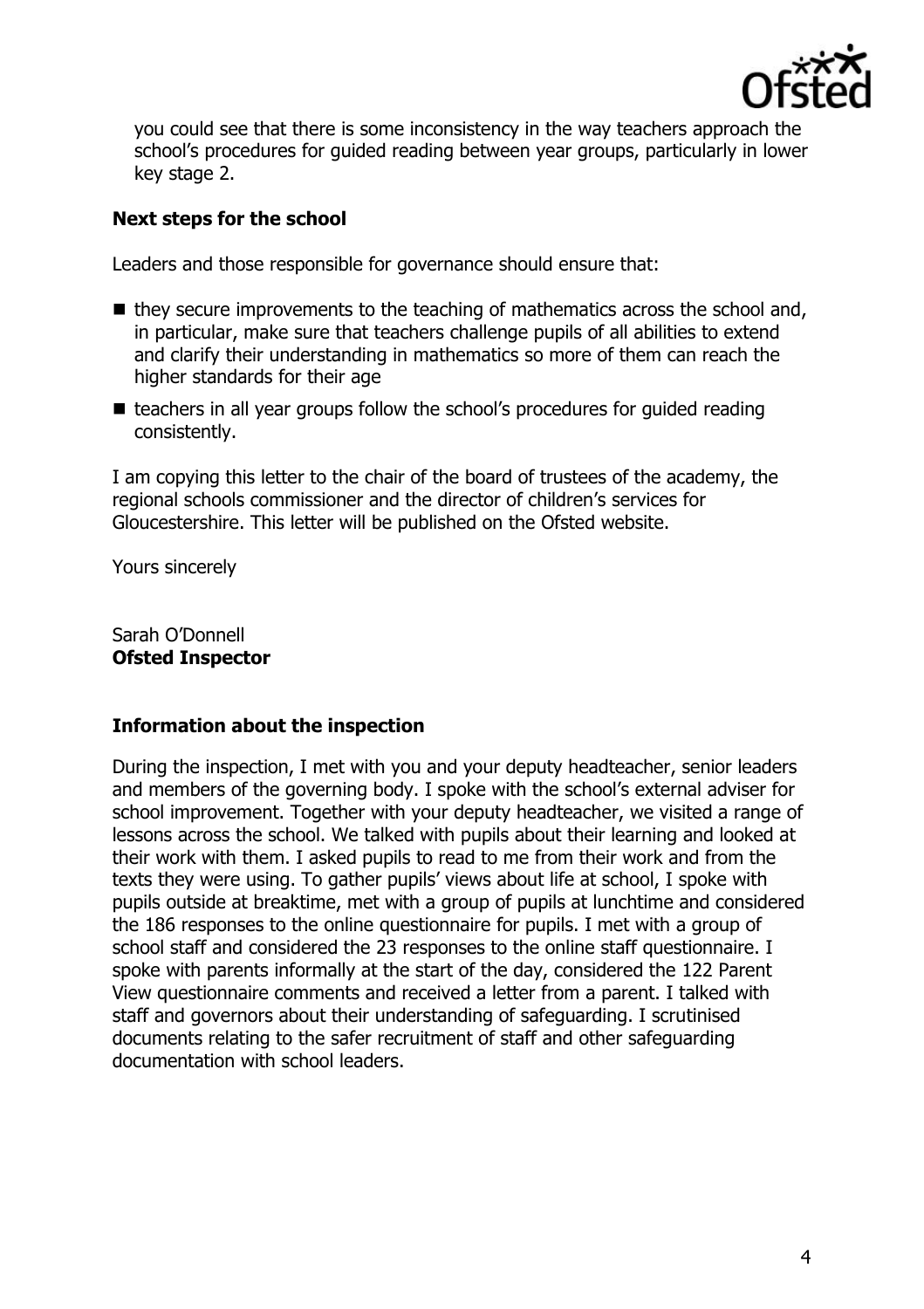you could see that there is some inconsistency in the way teachers approach the school's procedures for guided reading between year groups, particularly in lower key stage 2.

## Next steps for the school

Leaders and those responsible for governance should ensure that:

- they secure improvements to the teaching of mathematics across the school and, in particular, make sure that teachers challenge pupils of all abilities to extend and clarify their understanding in mathematics so more of them can reach the higher standards for their age
- teachers in all year groups follow the school's procedures for guided reading consistently.

I am copying this letter to the chair of the board of trustees of the academy, the regional schools commissioner and the director of children's services for Gloucestershire. This letter will be published on the Ofsted website.

Yours sincerely

Sarah O'Donnell
**Ofsted Inspector**

## Information about the inspection

During the inspection, I met with you and your deputy headteacher, senior leaders and members of the governing body. I spoke with the school's external adviser for school improvement. Together with your deputy headteacher, we visited a range of lessons across the school. We talked with pupils about their learning and looked at their work with them. I asked pupils to read to me from their work and from the texts they were using. To gather pupils' views about life at school, I spoke with pupils outside at breaktime, met with a group of pupils at lunchtime and considered the 186 responses to the online questionnaire for pupils. I met with a group of school staff and considered the 23 responses to the online staff questionnaire. I spoke with parents informally at the start of the day, considered the 122 Parent View questionnaire comments and received a letter from a parent. I talked with staff and governors about their understanding of safeguarding. I scrutinised documents relating to the safer recruitment of staff and other safeguarding documentation with school leaders.